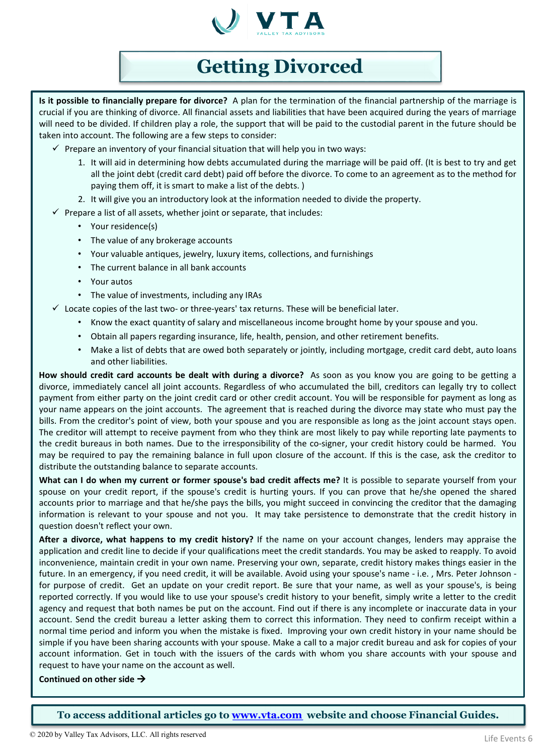# Getting Divorced

**Is it possible to financially prepare for divorce?** A plan for the termination of the financial partnership of the marriage is crucial if you are thinking of divorce. All financial assets and liabilities that have been acquired during the years of marriage will need to be divided. If children play a role, the support that will be paid to the custodial parent in the future should be taken into account. The following are a few steps to consider:

- ✓ Prepare an inventory of your financial situation that will help you in two ways:
  1. It will aid in determining how debts accumulated during the marriage will be paid off. (It is best to try and get all the joint debt (credit card debt) paid off before the divorce. To come to an agreement as to the method for paying them off, it is smart to make a list of the debts. )
  2. It will give you an introductory look at the information needed to divide the property.
- ✓ Prepare a list of all assets, whether joint or separate, that includes:
  - Your residence(s)
  - The value of any brokerage accounts
  - Your valuable antiques, jewelry, luxury items, collections, and furnishings
  - The current balance in all bank accounts
  - Your autos
  - The value of investments, including any IRAs
- ✓ Locate copies of the last two- or three-years' tax returns. These will be beneficial later.
  - Know the exact quantity of salary and miscellaneous income brought home by your spouse and you.
  - Obtain all papers regarding insurance, life, health, pension, and other retirement benefits.
  - Make a list of debts that are owed both separately or jointly, including mortgage, credit card debt, auto loans and other liabilities.

**How should credit card accounts be dealt with during a divorce?** As soon as you know you are going to be getting a divorce, immediately cancel all joint accounts. Regardless of who accumulated the bill, creditors can legally try to collect payment from either party on the joint credit card or other credit account. You will be responsible for payment as long as your name appears on the joint accounts. The agreement that is reached during the divorce may state who must pay the bills. From the creditor's point of view, both your spouse and you are responsible as long as the joint account stays open. The creditor will attempt to receive payment from who they think are most likely to pay while reporting late payments to the credit bureaus in both names. Due to the irresponsibility of the co-signer, your credit history could be harmed. You may be required to pay the remaining balance in full upon closure of the account. If this is the case, ask the creditor to distribute the outstanding balance to separate accounts.

**What can I do when my current or former spouse's bad credit affects me?** It is possible to separate yourself from your spouse on your credit report, if the spouse's credit is hurting yours. If you can prove that he/she opened the shared accounts prior to marriage and that he/she pays the bills, you might succeed in convincing the creditor that the damaging information is relevant to your spouse and not you. It may take persistence to demonstrate that the credit history in question doesn't reflect your own.

**After a divorce, what happens to my credit history?** If the name on your account changes, lenders may appraise the application and credit line to decide if your qualifications meet the credit standards. You may be asked to reapply. To avoid inconvenience, maintain credit in your own name. Preserving your own, separate, credit history makes things easier in the future. In an emergency, if you need credit, it will be available. Avoid using your spouse's name - i.e. , Mrs. Peter Johnson - for purpose of credit. Get an update on your credit report. Be sure that your name, as well as your spouse's, is being reported correctly. If you would like to use your spouse's credit history to your benefit, simply write a letter to the credit agency and request that both names be put on the account. Find out if there is any incomplete or inaccurate data in your account. Send the credit bureau a letter asking them to correct this information. They need to confirm receipt within a normal time period and inform you when the mistake is fixed. Improving your own credit history in your name should be simple if you have been sharing accounts with your spouse. Make a call to a major credit bureau and ask for copies of your account information. Get in touch with the issuers of the cards with whom you share accounts with your spouse and request to have your name on the account as well.

**Continued on other side →**

**To access additional articles go to [www.vta.com](http://www.vta.com) website and choose Financial Guides.**

© 2020 by Valley Tax Advisors, LLC. All rights reserved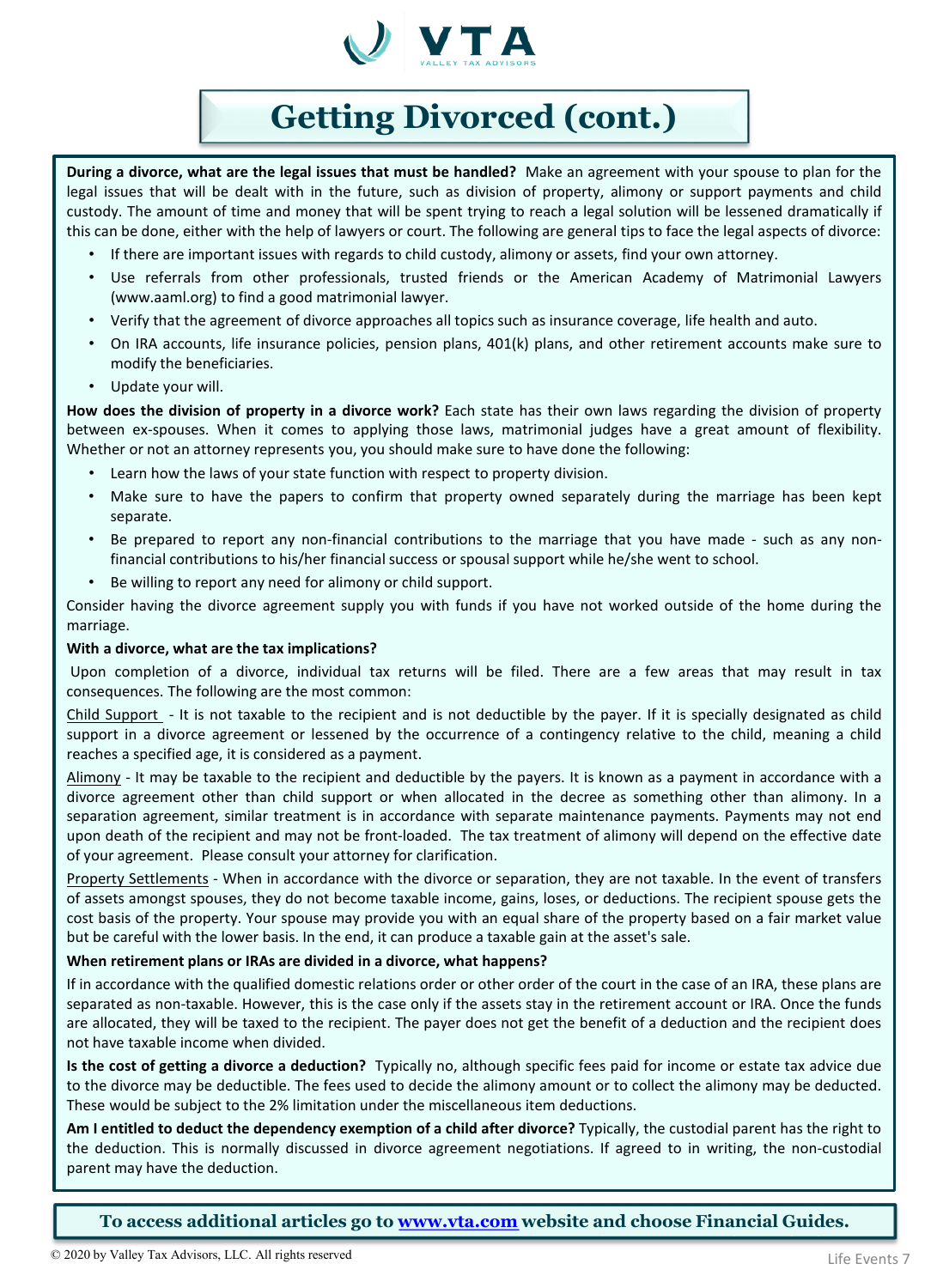# Getting Divorced (cont.)

**During a divorce, what are the legal issues that must be handled?** Make an agreement with your spouse to plan for the legal issues that will be dealt with in the future, such as division of property, alimony or support payments and child custody. The amount of time and money that will be spent trying to reach a legal solution will be lessened dramatically if this can be done, either with the help of lawyers or court. The following are general tips to face the legal aspects of divorce:

- If there are important issues with regards to child custody, alimony or assets, find your own attorney.
- Use referrals from other professionals, trusted friends or the American Academy of Matrimonial Lawyers (www.aaml.org) to find a good matrimonial lawyer.
- Verify that the agreement of divorce approaches all topics such as insurance coverage, life health and auto.
- On IRA accounts, life insurance policies, pension plans, 401(k) plans, and other retirement accounts make sure to modify the beneficiaries.
- Update your will.

**How does the division of property in a divorce work?** Each state has their own laws regarding the division of property between ex-spouses. When it comes to applying those laws, matrimonial judges have a great amount of flexibility. Whether or not an attorney represents you, you should make sure to have done the following:

- Learn how the laws of your state function with respect to property division.
- Make sure to have the papers to confirm that property owned separately during the marriage has been kept separate.
- Be prepared to report any non-financial contributions to the marriage that you have made - such as any non-financial contributions to his/her financial success or spousal support while he/she went to school.
- Be willing to report any need for alimony or child support.

Consider having the divorce agreement supply you with funds if you have not worked outside of the home during the marriage.

**With a divorce, what are the tax implications?**

Upon completion of a divorce, individual tax returns will be filed. There are a few areas that may result in tax consequences. The following are the most common:

Child Support - It is not taxable to the recipient and is not deductible by the payer. If it is specially designated as child support in a divorce agreement or lessened by the occurrence of a contingency relative to the child, meaning a child reaches a specified age, it is considered as a payment.

Alimony - It may be taxable to the recipient and deductible by the payers. It is known as a payment in accordance with a divorce agreement other than child support or when allocated in the decree as something other than alimony. In a separation agreement, similar treatment is in accordance with separate maintenance payments. Payments may not end upon death of the recipient and may not be front-loaded. The tax treatment of alimony will depend on the effective date of your agreement. Please consult your attorney for clarification.

Property Settlements - When in accordance with the divorce or separation, they are not taxable. In the event of transfers of assets amongst spouses, they do not become taxable income, gains, loses, or deductions. The recipient spouse gets the cost basis of the property. Your spouse may provide you with an equal share of the property based on a fair market value but be careful with the lower basis. In the end, it can produce a taxable gain at the asset's sale.

**When retirement plans or IRAs are divided in a divorce, what happens?**

If in accordance with the qualified domestic relations order or other order of the court in the case of an IRA, these plans are separated as non-taxable. However, this is the case only if the assets stay in the retirement account or IRA. Once the funds are allocated, they will be taxed to the recipient. The payer does not get the benefit of a deduction and the recipient does not have taxable income when divided.

**Is the cost of getting a divorce a deduction?** Typically no, although specific fees paid for income or estate tax advice due to the divorce may be deductible. The fees used to decide the alimony amount or to collect the alimony may be deducted. These would be subject to the 2% limitation under the miscellaneous item deductions.

**Am I entitled to deduct the dependency exemption of a child after divorce?** Typically, the custodial parent has the right to the deduction. This is normally discussed in divorce agreement negotiations. If agreed to in writing, the non-custodial parent may have the deduction.

**To access additional articles go to www.vta.com website and choose Financial Guides.**

© 2020 by Valley Tax Advisors, LLC. All rights reserved